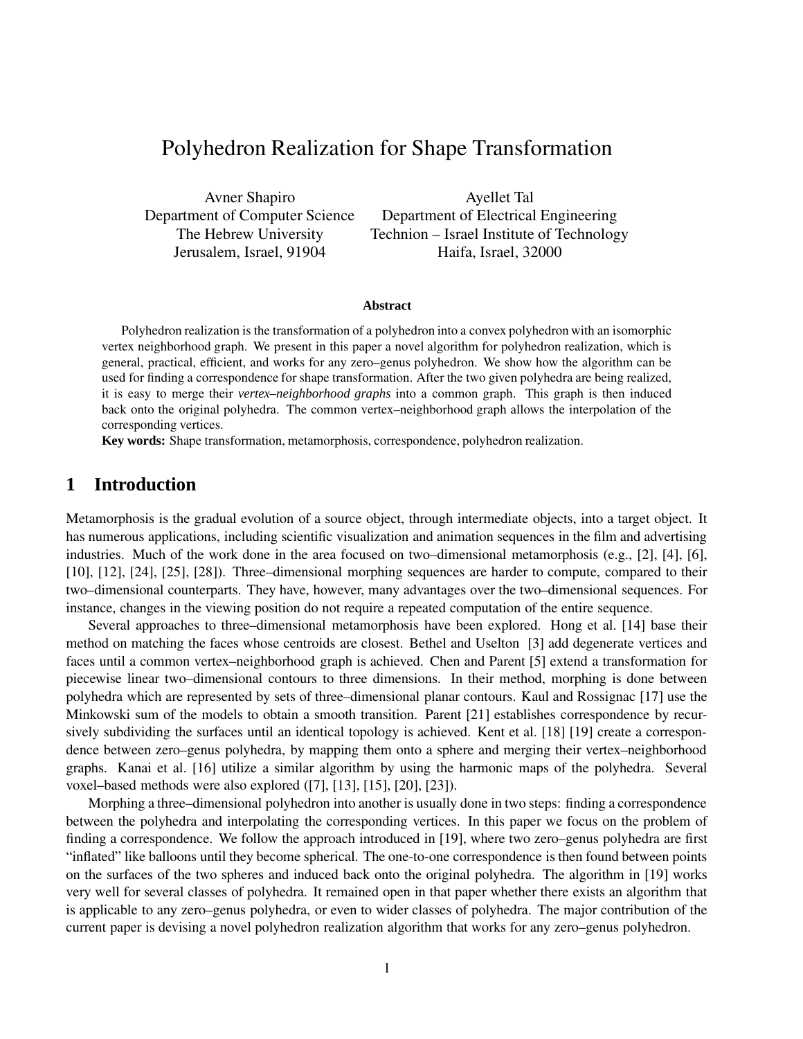# Polyhedron Realization for Shape Transformation

Avner Shapiro
Department of Computer Science
The Hebrew University
Jerusalem, Israel, 91904

Ayellet Tal
Department of Electrical Engineering
Technion – Israel Institute of Technology
Haifa, Israel, 32000

### Abstract

Polyhedron realization is the transformation of a polyhedron into a convex polyhedron with an isomorphic vertex neighborhood graph. We present in this paper a novel algorithm for polyhedron realization, which is general, practical, efficient, and works for any zero–genus polyhedron. We show how the algorithm can be used for finding a correspondence for shape transformation. After the two given polyhedra are being realized, it is easy to merge their *vertex–neighborhood graphs* into a common graph. This graph is then induced back onto the original polyhedra. The common vertex–neighborhood graph allows the interpolation of the corresponding vertices.

**Key words:** Shape transformation, metamorphosis, correspondence, polyhedron realization.

## 1 Introduction

Metamorphosis is the gradual evolution of a source object, through intermediate objects, into a target object. It has numerous applications, including scientific visualization and animation sequences in the film and advertising industries. Much of the work done in the area focused on two–dimensional metamorphosis (e.g., [2], [4], [6], [10], [12], [24], [25], [28]). Three–dimensional morphing sequences are harder to compute, compared to their two–dimensional counterparts. They have, however, many advantages over the two–dimensional sequences. For instance, changes in the viewing position do not require a repeated computation of the entire sequence.

Several approaches to three–dimensional metamorphosis have been explored. Hong et al. [14] base their method on matching the faces whose centroids are closest. Bethel and Uselton [3] add degenerate vertices and faces until a common vertex–neighborhood graph is achieved. Chen and Parent [5] extend a transformation for piecewise linear two–dimensional contours to three dimensions. In their method, morphing is done between polyhedra which are represented by sets of three–dimensional planar contours. Kaul and Rossignac [17] use the Minkowski sum of the models to obtain a smooth transition. Parent [21] establishes correspondence by recursively subdividing the surfaces until an identical topology is achieved. Kent et al. [18] [19] create a correspondence between zero–genus polyhedra, by mapping them onto a sphere and merging their vertex–neighborhood graphs. Kanai et al. [16] utilize a similar algorithm by using the harmonic maps of the polyhedra. Several voxel–based methods were also explored ([7], [13], [15], [20], [23]).

Morphing a three–dimensional polyhedron into another is usually done in two steps: finding a correspondence between the polyhedra and interpolating the corresponding vertices. In this paper we focus on the problem of finding a correspondence. We follow the approach introduced in [19], where two zero–genus polyhedra are first "inflated" like balloons until they become spherical. The one-to-one correspondence is then found between points on the surfaces of the two spheres and induced back onto the original polyhedra. The algorithm in [19] works very well for several classes of polyhedra. It remained open in that paper whether there exists an algorithm that is applicable to any zero–genus polyhedra, or even to wider classes of polyhedra. The major contribution of the current paper is devising a novel polyhedron realization algorithm that works for any zero–genus polyhedron.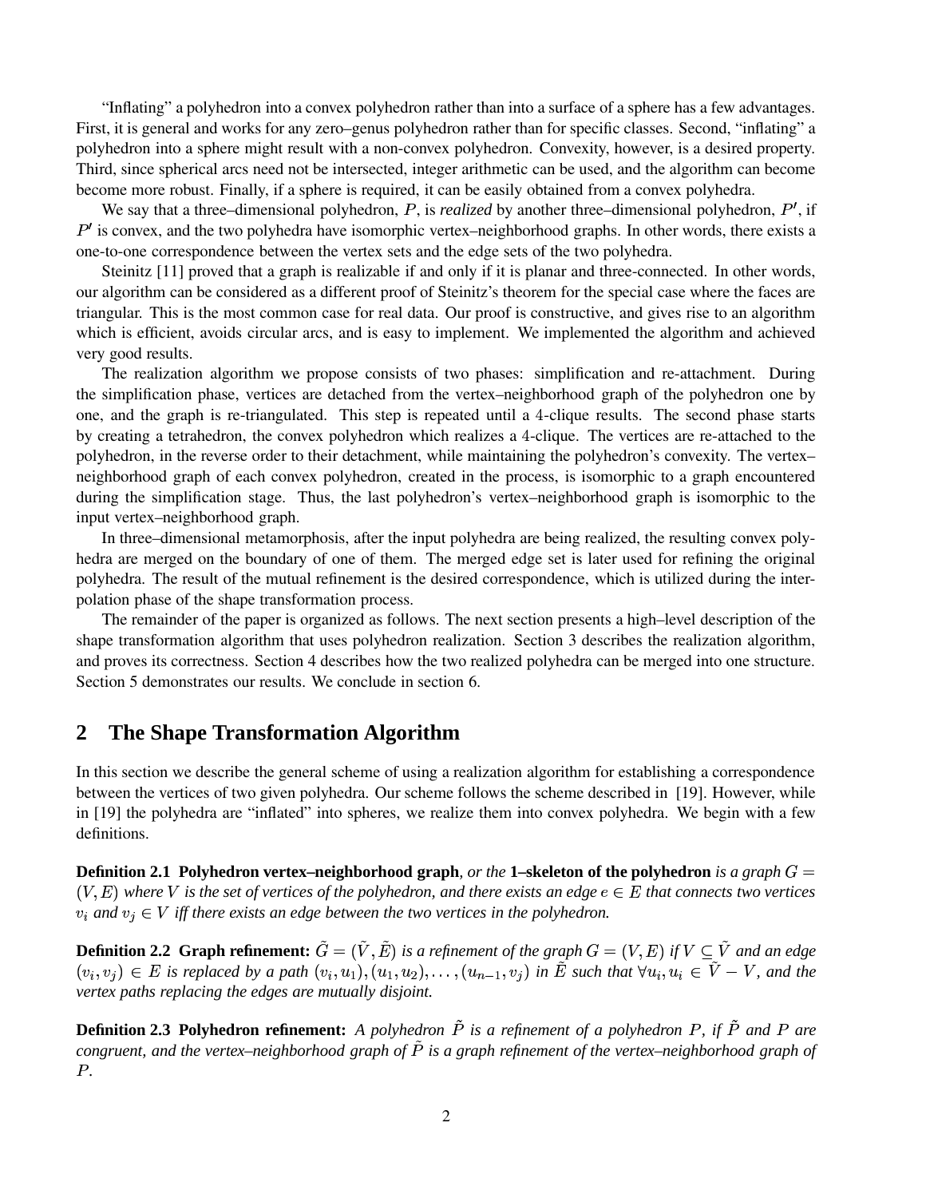"Inflating" a polyhedron into a convex polyhedron rather than into a surface of a sphere has a few advantages. First, it is general and works for any zero–genus polyhedron rather than for specific classes. Second, "inflating" a polyhedron into a sphere might result with a non-convex polyhedron. Convexity, however, is a desired property. Third, since spherical arcs need not be intersected, integer arithmetic can be used, and the algorithm can become become more robust. Finally, if a sphere is required, it can be easily obtained from a convex polyhedra.

We say that a three–dimensional polyhedron, $P$, is *realized* by another three–dimensional polyhedron, $P'$, if $P'$ is convex, and the two polyhedra have isomorphic vertex–neighborhood graphs. In other words, there exists a one-to-one correspondence between the vertex sets and the edge sets of the two polyhedra.

Steinitz [11] proved that a graph is realizable if and only if it is planar and three-connected. In other words, our algorithm can be considered as a different proof of Steinitz's theorem for the special case where the faces are triangular. This is the most common case for real data. Our proof is constructive, and gives rise to an algorithm which is efficient, avoids circular arcs, and is easy to implement. We implemented the algorithm and achieved very good results.

The realization algorithm we propose consists of two phases: simplification and re-attachment. During the simplification phase, vertices are detached from the vertex–neighborhood graph of the polyhedron one by one, and the graph is re-triangulated. This step is repeated until a 4-clique results. The second phase starts by creating a tetrahedron, the convex polyhedron which realizes a 4-clique. The vertices are re-attached to the polyhedron, in the reverse order to their detachment, while maintaining the polyhedron's convexity. The vertex–neighborhood graph of each convex polyhedron, created in the process, is isomorphic to a graph encountered during the simplification stage. Thus, the last polyhedron's vertex–neighborhood graph is isomorphic to the input vertex–neighborhood graph.

In three–dimensional metamorphosis, after the input polyhedra are being realized, the resulting convex polyhedra are merged on the boundary of one of them. The merged edge set is later used for refining the original polyhedra. The result of the mutual refinement is the desired correspondence, which is utilized during the interpolation phase of the shape transformation process.

The remainder of the paper is organized as follows. The next section presents a high–level description of the shape transformation algorithm that uses polyhedron realization. Section 3 describes the realization algorithm, and proves its correctness. Section 4 describes how the two realized polyhedra can be merged into one structure. Section 5 demonstrates our results. We conclude in section 6.

## 2 The Shape Transformation Algorithm

In this section we describe the general scheme of using a realization algorithm for establishing a correspondence between the vertices of two given polyhedra. Our scheme follows the scheme described in [19]. However, while in [19] the polyhedra are "inflated" into spheres, we realize them into convex polyhedra. We begin with a few definitions.

**Definition 2.1 Polyhedron vertex–neighborhood graph**, *or the* **1–skeleton of the polyhedron** *is a graph $G = (V, E)$ where $V$ is the set of vertices of the polyhedron, and there exists an edge $e \in E$ that connects two vertices $v_i$ and $v_j \in V$ iff there exists an edge between the two vertices in the polyhedron.*

**Definition 2.2 Graph refinement:** *$\tilde{G} = (\tilde{V}, \tilde{E})$ is a refinement of the graph $G = (V, E)$ if $V \subseteq \tilde{V}$ and an edge $(v_i, v_j) \in E$ is replaced by a path $(v_i, u_1), (u_1, u_2), \ldots, (u_{n-1}, v_j)$ in $\tilde{E}$ such that $\forall u_i, u_i \in \tilde{V} - V$, and the vertex paths replacing the edges are mutually disjoint.*

**Definition 2.3 Polyhedron refinement:** *A polyhedron $\tilde{P}$ is a refinement of a polyhedron $P$, if $\tilde{P}$ and $P$ are congruent, and the vertex–neighborhood graph of $\tilde{P}$ is a graph refinement of the vertex–neighborhood graph of $P$.*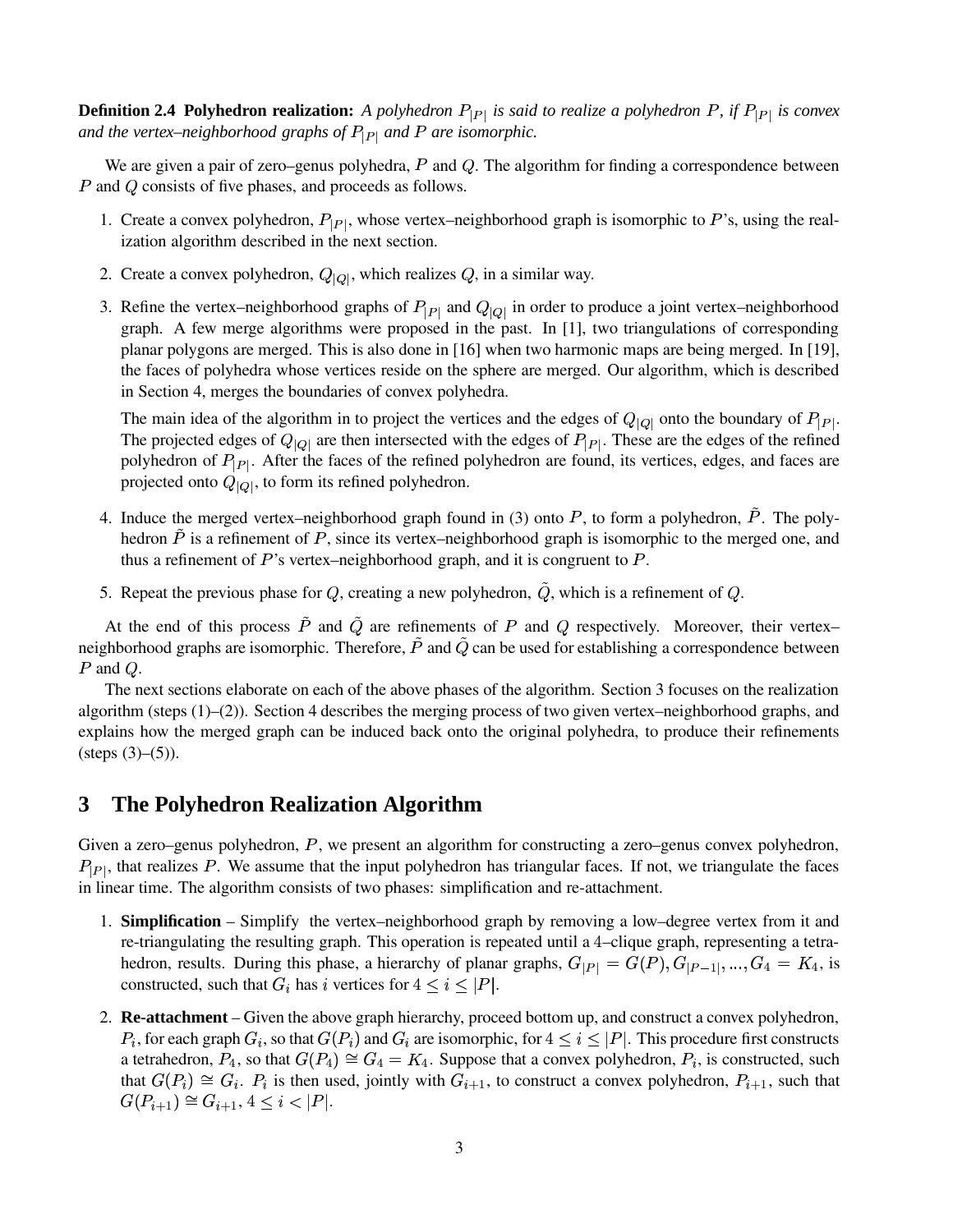**Definition 2.4 Polyhedron realization:** *A polyhedron $P_{|P|}$ is said to realize a polyhedron $P$, if $P_{|P|}$ is convex and the vertex–neighborhood graphs of $P_{|P|}$ and $P$ are isomorphic.*

We are given a pair of zero–genus polyhedra, $P$ and $Q$. The algorithm for finding a correspondence between $P$ and $Q$ consists of five phases, and proceeds as follows.

1. Create a convex polyhedron, $P_{|P|}$, whose vertex–neighborhood graph is isomorphic to $P$'s, using the realization algorithm described in the next section.
2. Create a convex polyhedron, $Q_{|Q|}$, which realizes $Q$, in a similar way.
3. Refine the vertex–neighborhood graphs of $P_{|P|}$ and $Q_{|Q|}$ in order to produce a joint vertex–neighborhood graph. A few merge algorithms were proposed in the past. In [1], two triangulations of corresponding planar polygons are merged. This is also done in [16] when two harmonic maps are being merged. In [19], the faces of polyhedra whose vertices reside on the sphere are merged. Our algorithm, which is described in Section 4, merges the boundaries of convex polyhedra.

   The main idea of the algorithm in to project the vertices and the edges of $Q_{|Q|}$ onto the boundary of $P_{|P|}$. The projected edges of $Q_{|Q|}$ are then intersected with the edges of $P_{|P|}$. These are the edges of the refined polyhedron of $P_{|P|}$. After the faces of the refined polyhedron are found, its vertices, edges, and faces are projected onto $Q_{|Q|}$, to form its refined polyhedron.
4. Induce the merged vertex–neighborhood graph found in (3) onto $P$, to form a polyhedron, $\tilde{P}$. The polyhedron $\tilde{P}$ is a refinement of $P$, since its vertex–neighborhood graph is isomorphic to the merged one, and thus a refinement of $P$'s vertex–neighborhood graph, and it is congruent to $P$.
5. Repeat the previous phase for $Q$, creating a new polyhedron, $\tilde{Q}$, which is a refinement of $Q$.

At the end of this process $\tilde{P}$ and $\tilde{Q}$ are refinements of $P$ and $Q$ respectively. Moreover, their vertex–neighborhood graphs are isomorphic. Therefore, $\tilde{P}$ and $\tilde{Q}$ can be used for establishing a correspondence between $P$ and $Q$.

The next sections elaborate on each of the above phases of the algorithm. Section 3 focuses on the realization algorithm (steps (1)–(2)). Section 4 describes the merging process of two given vertex–neighborhood graphs, and explains how the merged graph can be induced back onto the original polyhedra, to produce their refinements (steps (3)–(5)).

# 3 The Polyhedron Realization Algorithm

Given a zero–genus polyhedron, $P$, we present an algorithm for constructing a zero–genus convex polyhedron, $P_{|P|}$, that realizes $P$. We assume that the input polyhedron has triangular faces. If not, we triangulate the faces in linear time. The algorithm consists of two phases: simplification and re-attachment.

1. **Simplification** – Simplify the vertex–neighborhood graph by removing a low–degree vertex from it and re-triangulating the resulting graph. This operation is repeated until a 4–clique graph, representing a tetrahedron, results. During this phase, a hierarchy of planar graphs, $G_{|P|} = G(P), G_{|P-1|}, ..., G_4 = K_4$, is constructed, such that $G_i$ has $i$ vertices for $4 \leq i \leq |P|$.
2. **Re-attachment** – Given the above graph hierarchy, proceed bottom up, and construct a convex polyhedron, $P_i$, for each graph $G_i$, so that $G(P_i)$ and $G_i$ are isomorphic, for $4 \leq i \leq |P|$. This procedure first constructs a tetrahedron, $P_4$, so that $G(P_4) \cong G_4 = K_4$. Suppose that a convex polyhedron, $P_i$, is constructed, such that $G(P_i) \cong G_i$. $P_i$ is then used, jointly with $G_{i+1}$, to construct a convex polyhedron, $P_{i+1}$, such that $G(P_{i+1}) \cong G_{i+1}$, $4 \leq i < |P|$.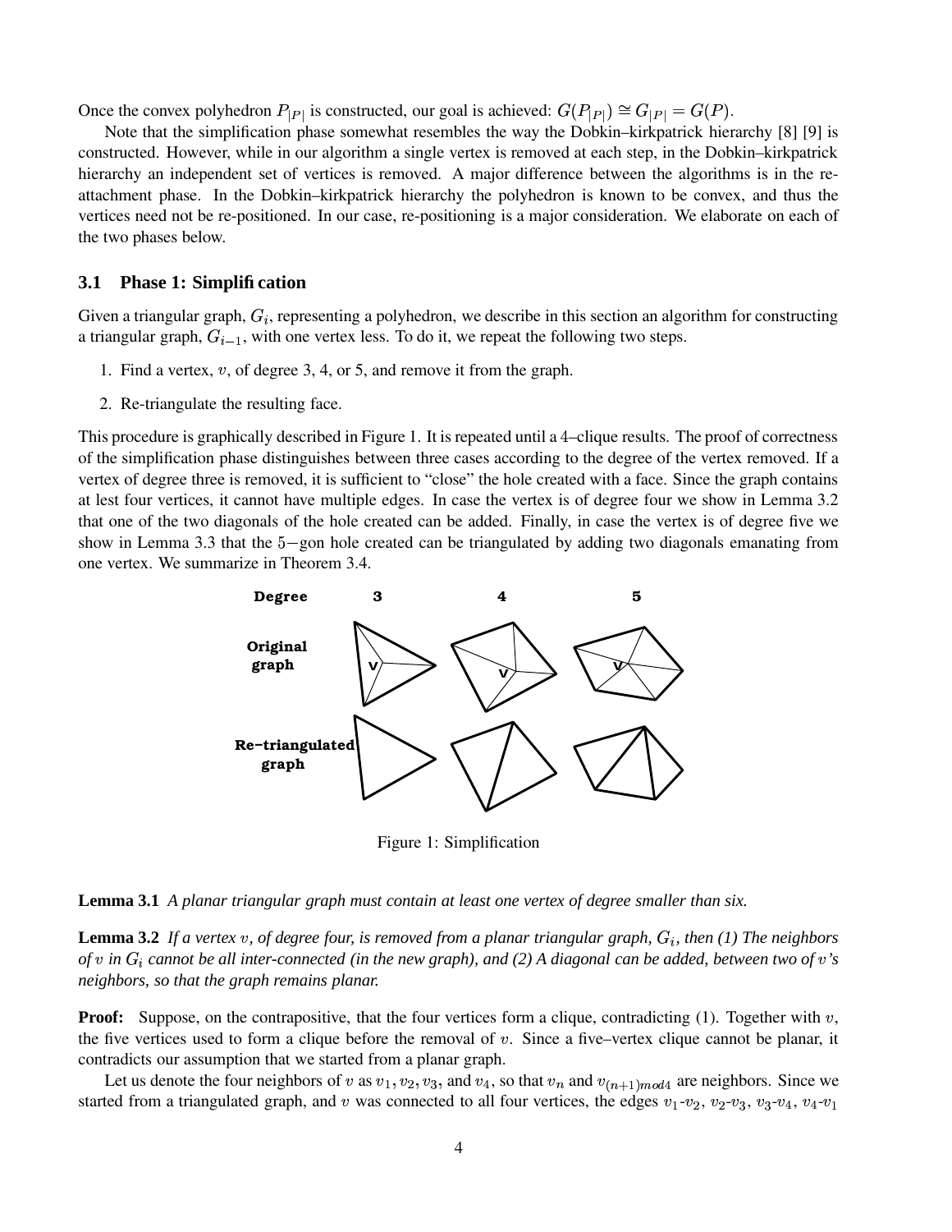Once the convex polyhedron $P_{|P|}$ is constructed, our goal is achieved: $G(P_{|P|}) \cong G_{|P|} = G(P)$.

Note that the simplification phase somewhat resembles the way the Dobkin–kirkpatrick hierarchy [8] [9] is constructed. However, while in our algorithm a single vertex is removed at each step, in the Dobkin–kirkpatrick hierarchy an independent set of vertices is removed. A major difference between the algorithms is in the re-attachment phase. In the Dobkin–kirkpatrick hierarchy the polyhedron is known to be convex, and thus the vertices need not be re-positioned. In our case, re-positioning is a major consideration. We elaborate on each of the two phases below.

### 3.1 Phase 1: Simplification

Given a triangular graph, $G_i$, representing a polyhedron, we describe in this section an algorithm for constructing a triangular graph, $G_{i-1}$, with one vertex less. To do it, we repeat the following two steps.

1. Find a vertex, $v$, of degree 3, 4, or 5, and remove it from the graph.
2. Re-triangulate the resulting face.

This procedure is graphically described in Figure 1. It is repeated until a 4–clique results. The proof of correctness of the simplification phase distinguishes between three cases according to the degree of the vertex removed. If a vertex of degree three is removed, it is sufficient to "close" the hole created with a face. Since the graph contains at lest four vertices, it cannot have multiple edges. In case the vertex is of degree four we show in Lemma 3.2 that one of the two diagonals of the hole created can be added. Finally, in case the vertex is of degree five we show in Lemma 3.3 that the 5−gon hole created can be triangulated by adding two diagonals emanating from one vertex. We summarize in Theorem 3.4.

Figure 1: Simplification

**Lemma 3.1** *A planar triangular graph must contain at least one vertex of degree smaller than six.*

**Lemma 3.2** *If a vertex $v$, of degree four, is removed from a planar triangular graph, $G_i$, then (1) The neighbors of $v$ in $G_i$ cannot be all inter-connected (in the new graph), and (2) A diagonal can be added, between two of $v$'s neighbors, so that the graph remains planar.*

**Proof:** Suppose, on the contrapositive, that the four vertices form a clique, contradicting (1). Together with $v$, the five vertices used to form a clique before the removal of $v$. Since a five–vertex clique cannot be planar, it contradicts our assumption that we started from a planar graph.

Let us denote the four neighbors of $v$ as $v_1, v_2, v_3$, and $v_4$, so that $v_n$ and $v_{(n+1)mod4}$ are neighbors. Since we started from a triangulated graph, and $v$ was connected to all four vertices, the edges $v_1$-$v_2$, $v_2$-$v_3$, $v_3$-$v_4$, $v_4$-$v_1$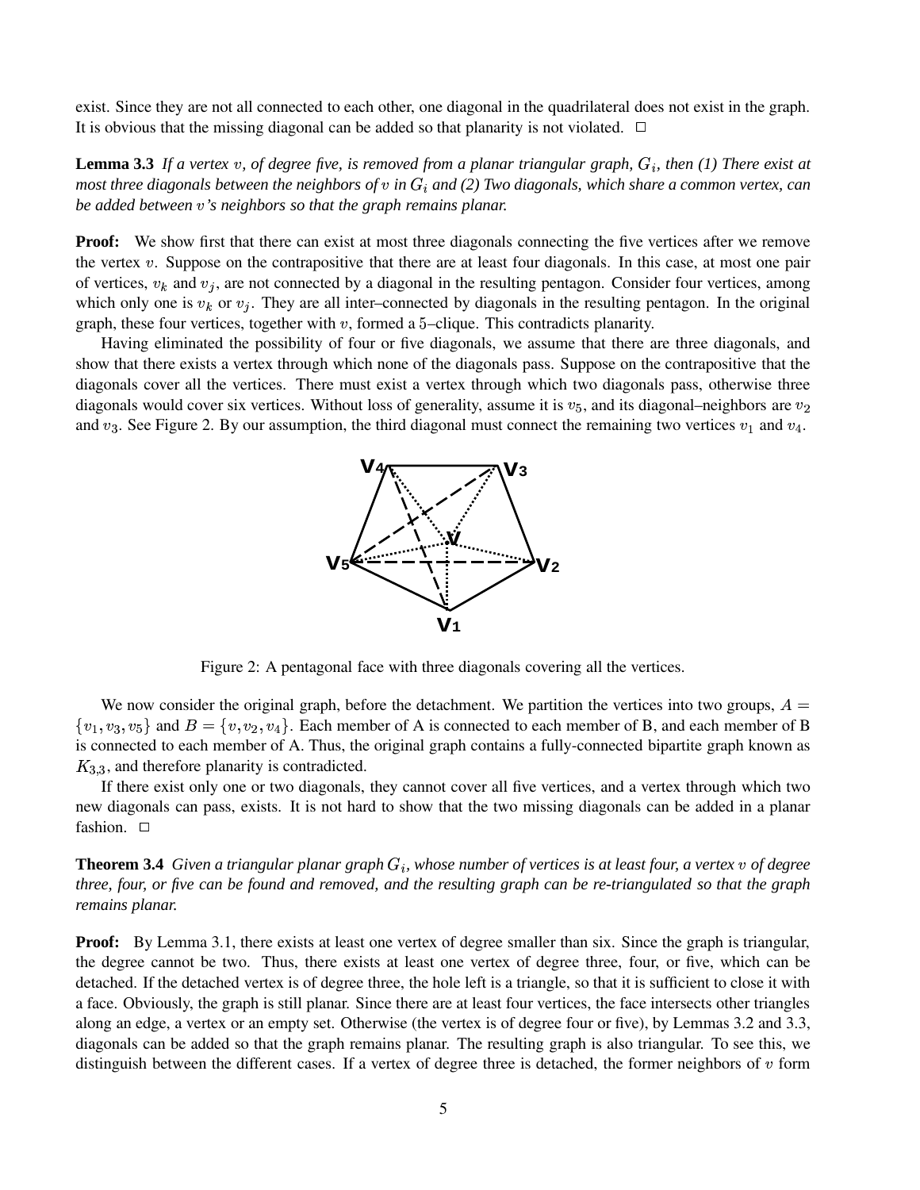exist. Since they are not all connected to each other, one diagonal in the quadrilateral does not exist in the graph. It is obvious that the missing diagonal can be added so that planarity is not violated. □

**Lemma 3.3** *If a vertex $v$, of degree five, is removed from a planar triangular graph, $G_i$, then (1) There exist at most three diagonals between the neighbors of $v$ in $G_i$ and (2) Two diagonals, which share a common vertex, can be added between $v$'s neighbors so that the graph remains planar.*

**Proof:** We show first that there can exist at most three diagonals connecting the five vertices after we remove the vertex $v$. Suppose on the contrapositive that there are at least four diagonals. In this case, at most one pair of vertices, $v_k$ and $v_j$, are not connected by a diagonal in the resulting pentagon. Consider four vertices, among which only one is $v_k$ or $v_j$. They are all inter–connected by diagonals in the resulting pentagon. In the original graph, these four vertices, together with $v$, formed a 5–clique. This contradicts planarity.

Having eliminated the possibility of four or five diagonals, we assume that there are three diagonals, and show that there exists a vertex through which none of the diagonals pass. Suppose on the contrapositive that the diagonals cover all the vertices. There must exist a vertex through which two diagonals pass, otherwise three diagonals would cover six vertices. Without loss of generality, assume it is $v_5$, and its diagonal–neighbors are $v_2$ and $v_3$. See Figure 2. By our assumption, the third diagonal must connect the remaining two vertices $v_1$ and $v_4$.

Figure 2: A pentagonal face with three diagonals covering all the vertices.

We now consider the original graph, before the detachment. We partition the vertices into two groups, $A = \{v_1, v_3, v_5\}$ and $B = \{v, v_2, v_4\}$. Each member of A is connected to each member of B, and each member of B is connected to each member of A. Thus, the original graph contains a fully-connected bipartite graph known as $K_{3,3}$, and therefore planarity is contradicted.

If there exist only one or two diagonals, they cannot cover all five vertices, and a vertex through which two new diagonals can pass, exists. It is not hard to show that the two missing diagonals can be added in a planar fashion. □

**Theorem 3.4** *Given a triangular planar graph $G_i$, whose number of vertices is at least four, a vertex $v$ of degree three, four, or five can be found and removed, and the resulting graph can be re-triangulated so that the graph remains planar.*

**Proof:** By Lemma 3.1, there exists at least one vertex of degree smaller than six. Since the graph is triangular, the degree cannot be two. Thus, there exists at least one vertex of degree three, four, or five, which can be detached. If the detached vertex is of degree three, the hole left is a triangle, so that it is sufficient to close it with a face. Obviously, the graph is still planar. Since there are at least four vertices, the face intersects other triangles along an edge, a vertex or an empty set. Otherwise (the vertex is of degree four or five), by Lemmas 3.2 and 3.3, diagonals can be added so that the graph remains planar. The resulting graph is also triangular. To see this, we distinguish between the different cases. If a vertex of degree three is detached, the former neighbors of $v$ form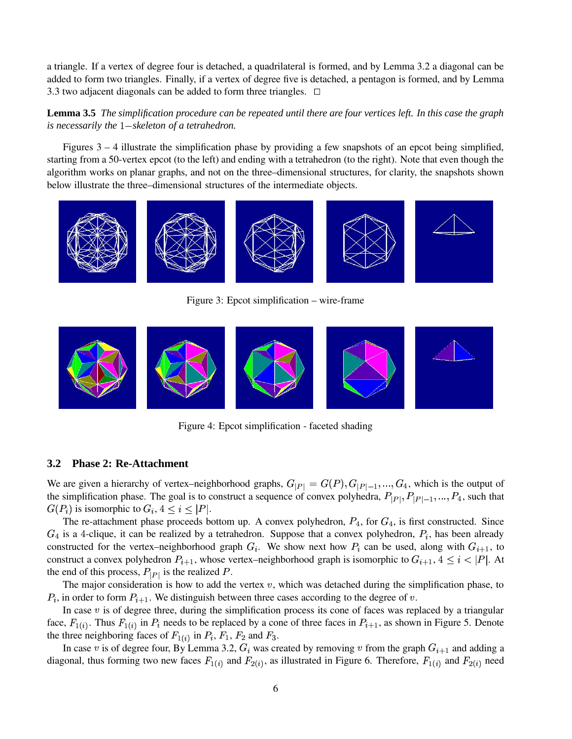a triangle. If a vertex of degree four is detached, a quadrilateral is formed, and by Lemma 3.2 a diagonal can be added to form two triangles. Finally, if a vertex of degree five is detached, a pentagon is formed, and by Lemma 3.3 two adjacent diagonals can be added to form three triangles. □

**Lemma 3.5** *The simplification procedure can be repeated until there are four vertices left. In this case the graph is necessarily the* $1-$*skeleton of a tetrahedron.*

Figures 3 – 4 illustrate the simplification phase by providing a few snapshots of an epcot being simplified, starting from a 50-vertex epcot (to the left) and ending with a tetrahedron (to the right). Note that even though the algorithm works on planar graphs, and not on the three–dimensional structures, for clarity, the snapshots shown below illustrate the three–dimensional structures of the intermediate objects.

Figure 3: Epcot simplification – wire-frame

Figure 4: Epcot simplification - faceted shading

### 3.2 Phase 2: Re-Attachment

We are given a hierarchy of vertex–neighborhood graphs, $G_{|P|} = G(P), G_{|P|-1}, ..., G_4$, which is the output of the simplification phase. The goal is to construct a sequence of convex polyhedra, $P_{|P|}, P_{|P|-1}, ..., P_4$, such that $G(P_i)$ is isomorphic to $G_i$, $4 \leq i \leq |P|$.

The re-attachment phase proceeds bottom up. A convex polyhedron, $P_4$, for $G_4$, is first constructed. Since $G_4$ is a 4-clique, it can be realized by a tetrahedron. Suppose that a convex polyhedron, $P_i$, has been already constructed for the vertex–neighborhood graph $G_i$. We show next how $P_i$ can be used, along with $G_{i+1}$, to construct a convex polyhedron $P_{i+1}$, whose vertex–neighborhood graph is isomorphic to $G_{i+1}$, $4 \leq i < |P|$. At the end of this process, $P_{|P|}$ is the realized $P$.

The major consideration is how to add the vertex $v$, which was detached during the simplification phase, to $P_i$, in order to form $P_{i+1}$. We distinguish between three cases according to the degree of $v$.

In case $v$ is of degree three, during the simplification process its cone of faces was replaced by a triangular face, $F_{1(i)}$. Thus $F_{1(i)}$ in $P_i$ needs to be replaced by a cone of three faces in $P_{i+1}$, as shown in Figure 5. Denote the three neighboring faces of $F_{1(i)}$ in $P_i$, $F_1$, $F_2$ and $F_3$.

In case $v$ is of degree four, By Lemma 3.2, $G_i$ was created by removing $v$ from the graph $G_{i+1}$ and adding a diagonal, thus forming two new faces $F_{1(i)}$ and $F_{2(i)}$, as illustrated in Figure 6. Therefore, $F_{1(i)}$ and $F_{2(i)}$ need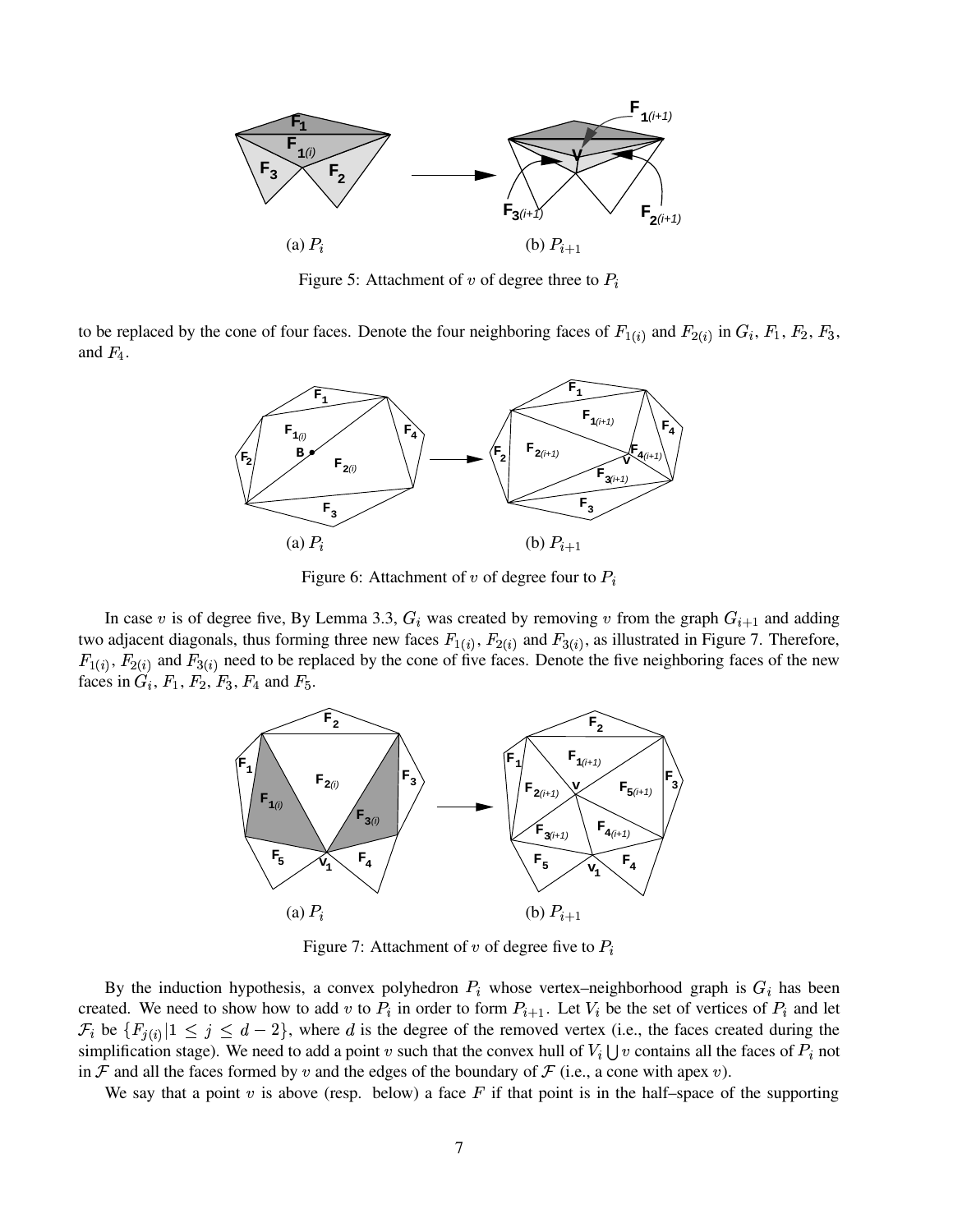(a) $P_i$ (b) $P_{i+1}$

Figure 5: Attachment of $v$ of degree three to $P_i$

to be replaced by the cone of four faces. Denote the four neighboring faces of $F_{1(i)}$ and $F_{2(i)}$ in $G_i$, $F_1$, $F_2$, $F_3$, and $F_4$.

(a) $P_i$ (b) $P_{i+1}$

Figure 6: Attachment of $v$ of degree four to $P_i$

In case $v$ is of degree five, By Lemma 3.3, $G_i$ was created by removing $v$ from the graph $G_{i+1}$ and adding two adjacent diagonals, thus forming three new faces $F_{1(i)}$, $F_{2(i)}$ and $F_{3(i)}$, as illustrated in Figure 7. Therefore, $F_{1(i)}$, $F_{2(i)}$ and $F_{3(i)}$ need to be replaced by the cone of five faces. Denote the five neighboring faces of the new faces in $G_i$, $F_1$, $F_2$, $F_3$, $F_4$ and $F_5$.

(a) $P_i$ (b) $P_{i+1}$

Figure 7: Attachment of $v$ of degree five to $P_i$

By the induction hypothesis, a convex polyhedron $P_i$ whose vertex–neighborhood graph is $G_i$ has been created. We need to show how to add $v$ to $P_i$ in order to form $P_{i+1}$. Let $V_i$ be the set of vertices of $P_i$ and let $\mathcal{F}_i$ be $\{F_{j(i)} | 1 \leq j \leq d-2\}$, where $d$ is the degree of the removed vertex (i.e., the faces created during the simplification stage). We need to add a point $v$ such that the convex hull of $V_i \bigcup v$ contains all the faces of $P_i$ not in $\mathcal{F}$ and all the faces formed by $v$ and the edges of the boundary of $\mathcal{F}$ (i.e., a cone with apex $v$).

We say that a point $v$ is above (resp. below) a face $F$ if that point is in the half–space of the supporting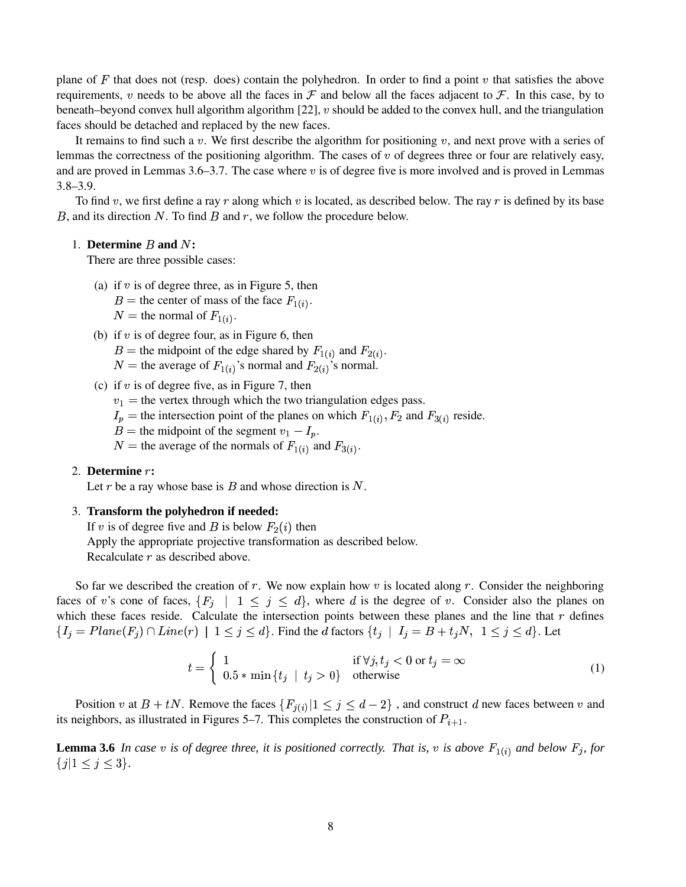plane of $F$ that does not (resp. does) contain the polyhedron. In order to find a point $v$ that satisfies the above requirements, $v$ needs to be above all the faces in $\mathcal{F}$ and below all the faces adjacent to $\mathcal{F}$. In this case, by to beneath–beyond convex hull algorithm algorithm [22], $v$ should be added to the convex hull, and the triangulation faces should be detached and replaced by the new faces.

It remains to find such a $v$. We first describe the algorithm for positioning $v$, and next prove with a series of lemmas the correctness of the positioning algorithm. The cases of $v$ of degrees three or four are relatively easy, and are proved in Lemmas 3.6–3.7. The case where $v$ is of degree five is more involved and is proved in Lemmas 3.8–3.9.

To find $v$, we first define a ray $r$ along which $v$ is located, as described below. The ray $r$ is defined by its base $B$, and its direction $N$. To find $B$ and $r$, we follow the procedure below.

1. **Determine $B$ and $N$:**
   There are three possible cases:
   (a) if $v$ is of degree three, as in Figure 5, then
   $B =$ the center of mass of the face $F_{1(i)}$.
   $N =$ the normal of $F_{1(i)}$.
   (b) if $v$ is of degree four, as in Figure 6, then
   $B =$ the midpoint of the edge shared by $F_{1(i)}$ and $F_{2(i)}$.
   $N =$ the average of $F_{1(i)}$'s normal and $F_{2(i)}$'s normal.
   (c) if $v$ is of degree five, as in Figure 7, then
   $v_1 =$ the vertex through which the two triangulation edges pass.
   $I_p =$ the intersection point of the planes on which $F_{1(i)}, F_2$ and $F_{3(i)}$ reside.
   $B =$ the midpoint of the segment $v_1 - I_p$.
   $N =$ the average of the normals of $F_{1(i)}$ and $F_{3(i)}$.
2. **Determine $r$:**
   Let $r$ be a ray whose base is $B$ and whose direction is $N$.
3. **Transform the polyhedron if needed:**
   If $v$ is of degree five and $B$ is below $F_2(i)$ then
   Apply the appropriate projective transformation as described below.
   Recalculate $r$ as described above.

So far we described the creation of $r$. We now explain how $v$ is located along $r$. Consider the neighboring faces of $v$'s cone of faces, $\{F_j \mid 1 \leq j \leq d\}$, where $d$ is the degree of $v$. Consider also the planes on which these faces reside. Calculate the intersection points between these planes and the line that $r$ defines $\{I_j = Plane(F_j) \cap Line(r) \mid 1 \leq j \leq d\}$. Find the $d$ factors $\{t_j \mid I_j = B + t_j N,\ 1 \leq j \leq d\}$. Let

$$t = \begin{cases} 1 & \text{if } \forall j, t_j < 0 \text{ or } t_j = \infty \\ 0.5 * \min\{t_j \mid t_j > 0\} & \text{otherwise} \end{cases} \tag{1}$$

Position $v$ at $B + tN$. Remove the faces $\{F_{j(i)} | 1 \leq j \leq d-2\}$, and construct $d$ new faces between $v$ and its neighbors, as illustrated in Figures 5–7. This completes the construction of $P_{i+1}$.

**Lemma 3.6** *In case $v$ is of degree three, it is positioned correctly. That is, $v$ is above $F_{1(i)}$ and below $F_j$, for $\{j|1 \leq j \leq 3\}$.*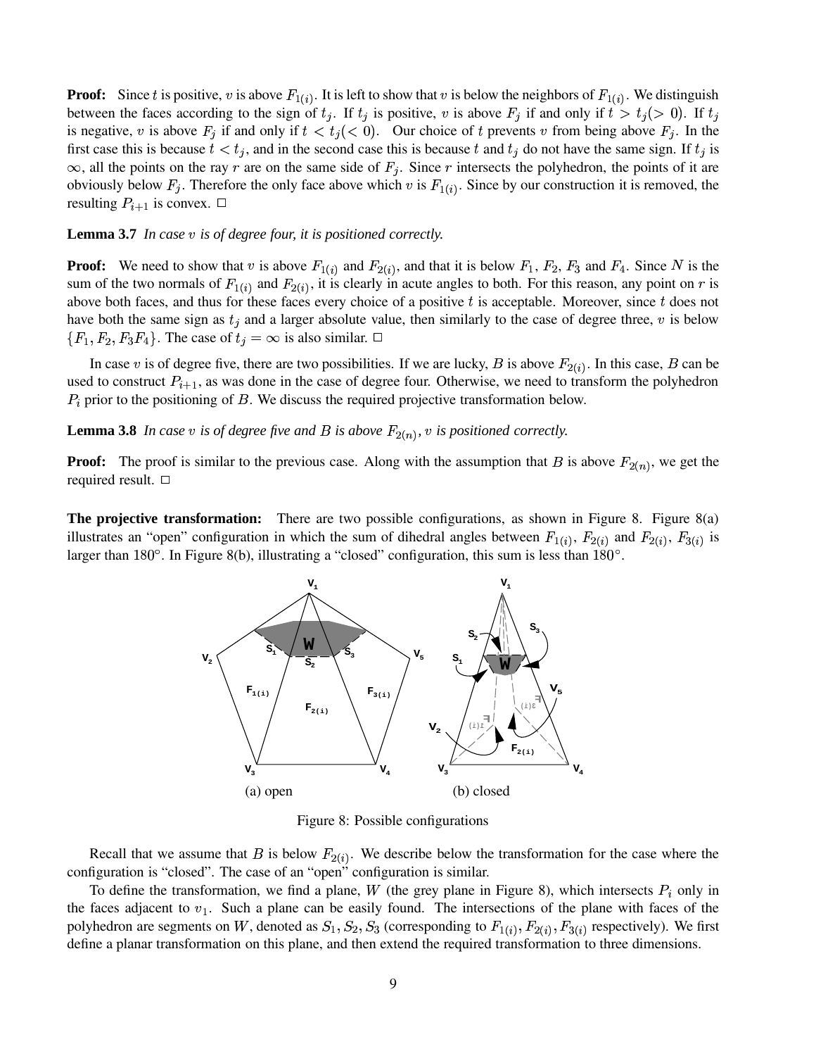**Proof:** Since $t$ is positive, $v$ is above $F_{1(i)}$. It is left to show that $v$ is below the neighbors of $F_{1(i)}$. We distinguish between the faces according to the sign of $t_j$. If $t_j$ is positive, $v$ is above $F_j$ if and only if $t > t_j(> 0)$. If $t_j$ is negative, $v$ is above $F_j$ if and only if $t < t_j(< 0)$. Our choice of $t$ prevents $v$ from being above $F_j$. In the first case this is because $t < t_j$, and in the second case this is because $t$ and $t_j$ do not have the same sign. If $t_j$ is $\infty$, all the points on the ray $r$ are on the same side of $F_j$. Since $r$ intersects the polyhedron, the points of it are obviously below $F_j$. Therefore the only face above which $v$ is $F_{1(i)}$. Since by our construction it is removed, the resulting $P_{i+1}$ is convex. □

**Lemma 3.7** *In case $v$ is of degree four, it is positioned correctly.*

**Proof:** We need to show that $v$ is above $F_{1(i)}$ and $F_{2(i)}$, and that it is below $F_1$, $F_2$, $F_3$ and $F_4$. Since $N$ is the sum of the two normals of $F_{1(i)}$ and $F_{2(i)}$, it is clearly in acute angles to both. For this reason, any point on $r$ is above both faces, and thus for these faces every choice of a positive $t$ is acceptable. Moreover, since $t$ does not have both the same sign as $t_j$ and a larger absolute value, then similarly to the case of degree three, $v$ is below $\{F_1, F_2, F_3 F_4\}$. The case of $t_j = \infty$ is also similar. □

In case $v$ is of degree five, there are two possibilities. If we are lucky, $B$ is above $F_{2(i)}$. In this case, $B$ can be used to construct $P_{i+1}$, as was done in the case of degree four. Otherwise, we need to transform the polyhedron $P_i$ prior to the positioning of $B$. We discuss the required projective transformation below.

**Lemma 3.8** *In case $v$ is of degree five and $B$ is above $F_{2(n)}$, $v$ is positioned correctly.*

**Proof:** The proof is similar to the previous case. Along with the assumption that $B$ is above $F_{2(n)}$, we get the required result. □

**The projective transformation:** There are two possible configurations, as shown in Figure 8. Figure 8(a) illustrates an "open" configuration in which the sum of dihedral angles between $F_{1(i)}$, $F_{2(i)}$ and $F_{2(i)}$, $F_{3(i)}$ is larger than 180°. In Figure 8(b), illustrating a "closed" configuration, this sum is less than 180°.

(a) open (b) closed

Figure 8: Possible configurations

Recall that we assume that $B$ is below $F_{2(i)}$. We describe below the transformation for the case where the configuration is "closed". The case of an "open" configuration is similar.

To define the transformation, we find a plane, $W$ (the grey plane in Figure 8), which intersects $P_i$ only in the faces adjacent to $v_1$. Such a plane can be easily found. The intersections of the plane with faces of the polyhedron are segments on $W$, denoted as $S_1, S_2, S_3$ (corresponding to $F_{1(i)}, F_{2(i)}, F_{3(i)}$ respectively). We first define a planar transformation on this plane, and then extend the required transformation to three dimensions.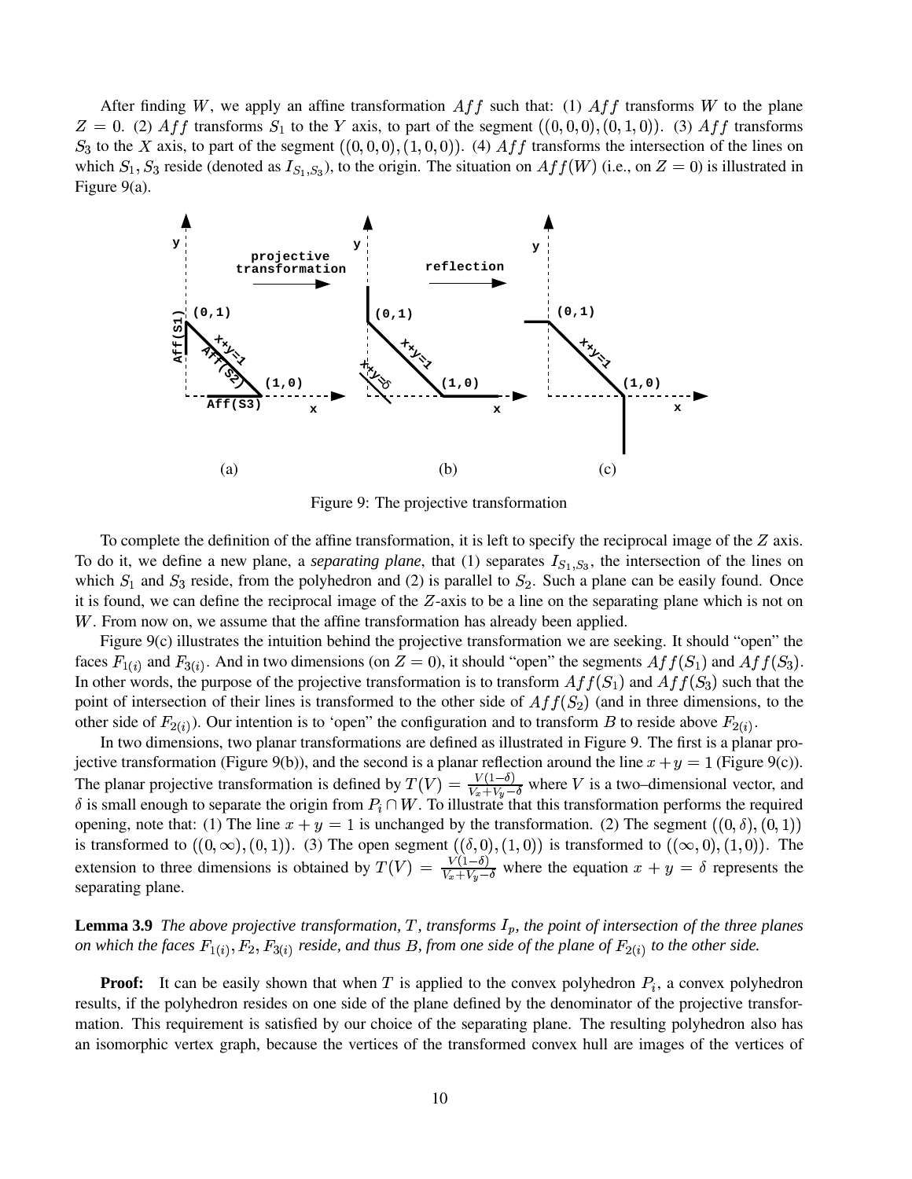After finding $W$, we apply an affine transformation $Aff$ such that: (1) $Aff$ transforms $W$ to the plane $Z = 0$. (2) $Aff$ transforms $S_1$ to the $Y$ axis, to part of the segment $((0,0,0),(0,1,0))$. (3) $Aff$ transforms $S_3$ to the $X$ axis, to part of the segment $((0,0,0),(1,0,0))$. (4) $Aff$ transforms the intersection of the lines on which $S_1, S_3$ reside (denoted as $I_{S_1,S_3}$), to the origin. The situation on $Aff(W)$ (i.e., on $Z = 0$) is illustrated in Figure 9(a).

Figure 9: The projective transformation

To complete the definition of the affine transformation, it is left to specify the reciprocal image of the $Z$ axis. To do it, we define a new plane, a *separating plane*, that (1) separates $I_{S_1,S_3}$, the intersection of the lines on which $S_1$ and $S_3$ reside, from the polyhedron and (2) is parallel to $S_2$. Such a plane can be easily found. Once it is found, we can define the reciprocal image of the $Z$-axis to be a line on the separating plane which is not on $W$. From now on, we assume that the affine transformation has already been applied.

Figure 9(c) illustrates the intuition behind the projective transformation we are seeking. It should "open" the faces $F_{1(i)}$ and $F_{3(i)}$. And in two dimensions (on $Z = 0$), it should "open" the segments $Aff(S_1)$ and $Aff(S_3)$. In other words, the purpose of the projective transformation is to transform $Aff(S_1)$ and $Aff(S_3)$ such that the point of intersection of their lines is transformed to the other side of $Aff(S_2)$ (and in three dimensions, to the other side of $F_{2(i)}$). Our intention is to 'open" the configuration and to transform $B$ to reside above $F_{2(i)}$.

In two dimensions, two planar transformations are defined as illustrated in Figure 9. The first is a planar projective transformation (Figure 9(b)), and the second is a planar reflection around the line $x + y = 1$ (Figure 9(c)). The planar projective transformation is defined by $T(V) = \frac{V(1-\delta)}{V_x + V_y - \delta}$ where $V$ is a two–dimensional vector, and $\delta$ is small enough to separate the origin from $P_i \cap W$. To illustrate that this transformation performs the required opening, note that: (1) The line $x + y = 1$ is unchanged by the transformation. (2) The segment $((0,\delta),(0,1))$ is transformed to $((0,\infty),(0,1))$. (3) The open segment $((\delta,0),(1,0))$ is transformed to $((\infty,0),(1,0))$. The extension to three dimensions is obtained by $T(V) = \frac{V(1-\delta)}{V_x + V_y - \delta}$ where the equation $x + y = \delta$ represents the separating plane.

**Lemma 3.9** *The above projective transformation, $T$, transforms $I_p$, the point of intersection of the three planes on which the faces $F_{1(i)}, F_2, F_{3(i)}$ reside, and thus $B$, from one side of the plane of $F_{2(i)}$ to the other side.*

**Proof:** It can be easily shown that when $T$ is applied to the convex polyhedron $P_i$, a convex polyhedron results, if the polyhedron resides on one side of the plane defined by the denominator of the projective transformation. This requirement is satisfied by our choice of the separating plane. The resulting polyhedron also has an isomorphic vertex graph, because the vertices of the transformed convex hull are images of the vertices of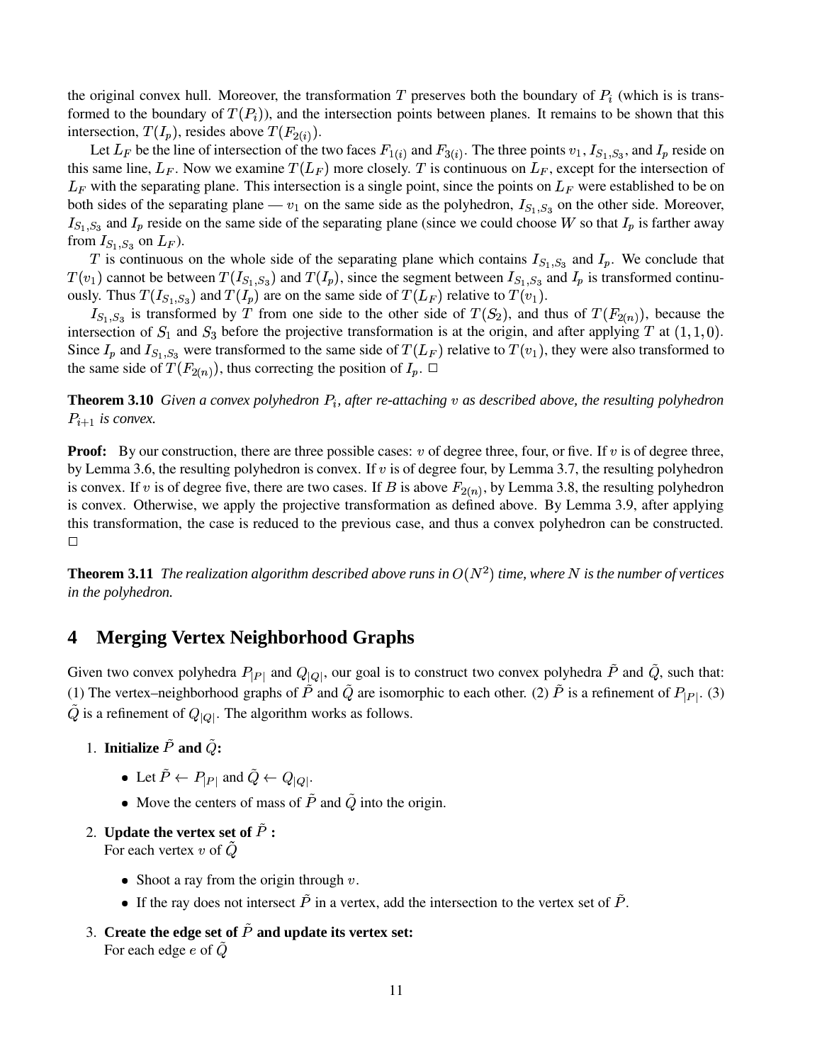the original convex hull. Moreover, the transformation $T$ preserves both the boundary of $P_i$ (which is is transformed to the boundary of $T(P_i)$), and the intersection points between planes. It remains to be shown that this intersection, $T(I_p)$, resides above $T(F_{2(i)})$.

Let $L_F$ be the line of intersection of the two faces $F_{1(i)}$ and $F_{3(i)}$. The three points $v_1$, $I_{S_1,S_3}$, and $I_p$ reside on this same line, $L_F$. Now we examine $T(L_F)$ more closely. $T$ is continuous on $L_F$, except for the intersection of $L_F$ with the separating plane. This intersection is a single point, since the points on $L_F$ were established to be on both sides of the separating plane — $v_1$ on the same side as the polyhedron, $I_{S_1,S_3}$ on the other side. Moreover, $I_{S_1,S_3}$ and $I_p$ reside on the same side of the separating plane (since we could choose $W$ so that $I_p$ is farther away from $I_{S_1,S_3}$ on $L_F$).

$T$ is continuous on the whole side of the separating plane which contains $I_{S_1,S_3}$ and $I_p$. We conclude that $T(v_1)$ cannot be between $T(I_{S_1,S_3})$ and $T(I_p)$, since the segment between $I_{S_1,S_3}$ and $I_p$ is transformed continuously. Thus $T(I_{S_1,S_3})$ and $T(I_p)$ are on the same side of $T(L_F)$ relative to $T(v_1)$.

$I_{S_1,S_3}$ is transformed by $T$ from one side to the other side of $T(S_2)$, and thus of $T(F_{2(n)})$, because the intersection of $S_1$ and $S_3$ before the projective transformation is at the origin, and after applying $T$ at $(1,1,0)$. Since $I_p$ and $I_{S_1,S_3}$ were transformed to the same side of $T(L_F)$ relative to $T(v_1)$, they were also transformed to the same side of $T(F_{2(n)})$, thus correcting the position of $I_p$. □

**Theorem 3.10** *Given a convex polyhedron $P_i$, after re-attaching $v$ as described above, the resulting polyhedron $P_{i+1}$ is convex.*

**Proof:** By our construction, there are three possible cases: $v$ of degree three, four, or five. If $v$ is of degree three, by Lemma 3.6, the resulting polyhedron is convex. If $v$ is of degree four, by Lemma 3.7, the resulting polyhedron is convex. If $v$ is of degree five, there are two cases. If $B$ is above $F_{2(n)}$, by Lemma 3.8, the resulting polyhedron is convex. Otherwise, we apply the projective transformation as defined above. By Lemma 3.9, after applying this transformation, the case is reduced to the previous case, and thus a convex polyhedron can be constructed. □

**Theorem 3.11** *The realization algorithm described above runs in $O(N^2)$ time, where $N$ is the number of vertices in the polyhedron.*

# 4 Merging Vertex Neighborhood Graphs

Given two convex polyhedra $P_{|P|}$ and $Q_{|Q|}$, our goal is to construct two convex polyhedra $\tilde{P}$ and $\tilde{Q}$, such that: (1) The vertex–neighborhood graphs of $\tilde{P}$ and $\tilde{Q}$ are isomorphic to each other. (2) $\tilde{P}$ is a refinement of $P_{|P|}$. (3) $\tilde{Q}$ is a refinement of $Q_{|Q|}$. The algorithm works as follows.

1. **Initialize $\tilde{P}$ and $\tilde{Q}$:**
   - Let $\tilde{P} \leftarrow P_{|P|}$ and $\tilde{Q} \leftarrow Q_{|Q|}$.
   - Move the centers of mass of $\tilde{P}$ and $\tilde{Q}$ into the origin.
2. **Update the vertex set of $\tilde{P}$ :**
   For each vertex $v$ of $\tilde{Q}$
   - Shoot a ray from the origin through $v$.
   - If the ray does not intersect $\tilde{P}$ in a vertex, add the intersection to the vertex set of $\tilde{P}$.
3. **Create the edge set of $\tilde{P}$ and update its vertex set:**
   For each edge $e$ of $\tilde{Q}$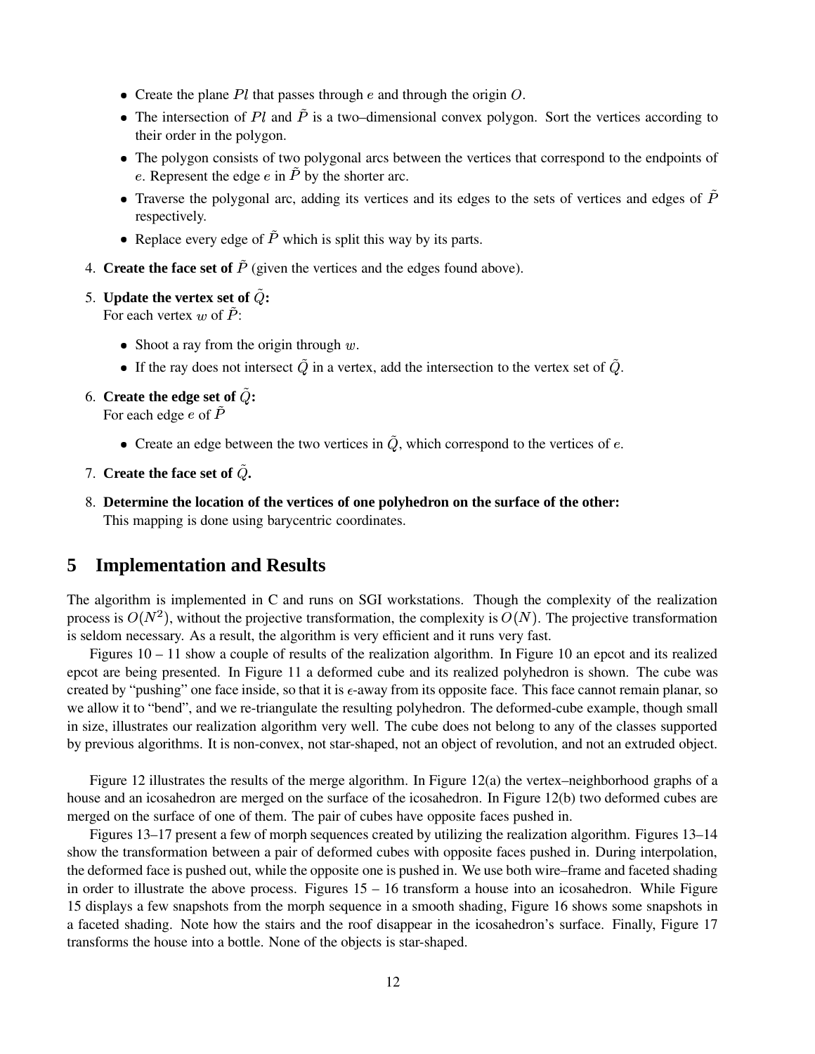- Create the plane $Pl$ that passes through $e$ and through the origin $O$.
- The intersection of $Pl$ and $\tilde{P}$ is a two–dimensional convex polygon. Sort the vertices according to their order in the polygon.
- The polygon consists of two polygonal arcs between the vertices that correspond to the endpoints of $e$. Represent the edge $e$ in $\tilde{P}$ by the shorter arc.
- Traverse the polygonal arc, adding its vertices and its edges to the sets of vertices and edges of $\tilde{P}$ respectively.
- Replace every edge of $\tilde{P}$ which is split this way by its parts.

4. **Create the face set of** $\tilde{P}$ (given the vertices and the edges found above).

5. **Update the vertex set of** $\tilde{Q}$**:**
   For each vertex $w$ of $\tilde{P}$:
   - Shoot a ray from the origin through $w$.
   - If the ray does not intersect $\tilde{Q}$ in a vertex, add the intersection to the vertex set of $\tilde{Q}$.

6. **Create the edge set of** $\tilde{Q}$**:**
   For each edge $e$ of $\tilde{P}$
   - Create an edge between the two vertices in $\tilde{Q}$, which correspond to the vertices of $e$.

7. **Create the face set of** $\tilde{Q}$**.**

8. **Determine the location of the vertices of one polyhedron on the surface of the other:**
   This mapping is done using barycentric coordinates.

# 5 Implementation and Results

The algorithm is implemented in C and runs on SGI workstations. Though the complexity of the realization process is $O(N^2)$, without the projective transformation, the complexity is $O(N)$. The projective transformation is seldom necessary. As a result, the algorithm is very efficient and it runs very fast.

Figures 10 – 11 show a couple of results of the realization algorithm. In Figure 10 an epcot and its realized epcot are being presented. In Figure 11 a deformed cube and its realized polyhedron is shown. The cube was created by "pushing" one face inside, so that it is $\epsilon$-away from its opposite face. This face cannot remain planar, so we allow it to "bend", and we re-triangulate the resulting polyhedron. The deformed-cube example, though small in size, illustrates our realization algorithm very well. The cube does not belong to any of the classes supported by previous algorithms. It is non-convex, not star-shaped, not an object of revolution, and not an extruded object.

Figure 12 illustrates the results of the merge algorithm. In Figure 12(a) the vertex–neighborhood graphs of a house and an icosahedron are merged on the surface of the icosahedron. In Figure 12(b) two deformed cubes are merged on the surface of one of them. The pair of cubes have opposite faces pushed in.

Figures 13–17 present a few of morph sequences created by utilizing the realization algorithm. Figures 13–14 show the transformation between a pair of deformed cubes with opposite faces pushed in. During interpolation, the deformed face is pushed out, while the opposite one is pushed in. We use both wire–frame and faceted shading in order to illustrate the above process. Figures 15 – 16 transform a house into an icosahedron. While Figure 15 displays a few snapshots from the morph sequence in a smooth shading, Figure 16 shows some snapshots in a faceted shading. Note how the stairs and the roof disappear in the icosahedron's surface. Finally, Figure 17 transforms the house into a bottle. None of the objects is star-shaped.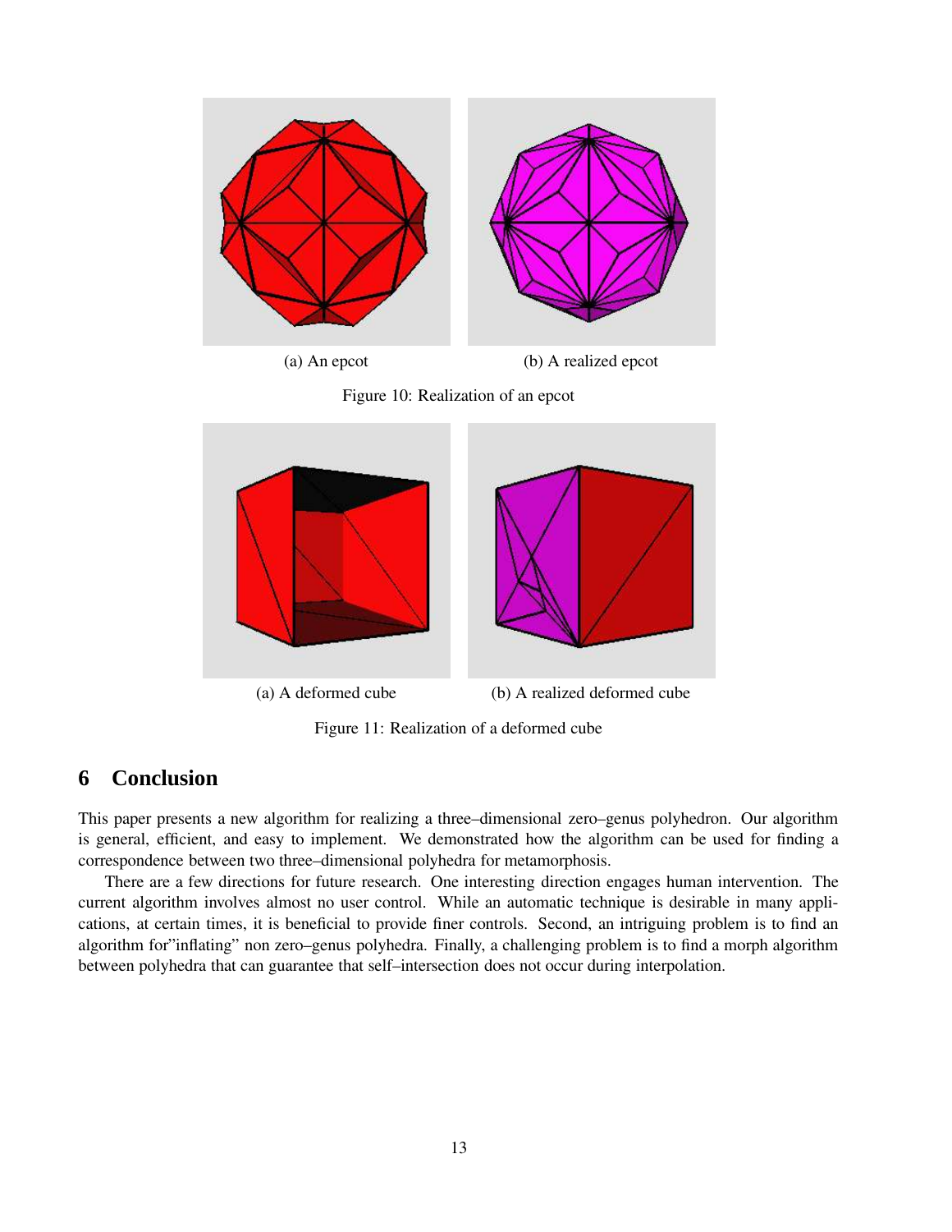(a) An epcot

(b) A realized epcot

Figure 10: Realization of an epcot

(a) A deformed cube

(b) A realized deformed cube

Figure 11: Realization of a deformed cube

## 6 Conclusion

This paper presents a new algorithm for realizing a three–dimensional zero–genus polyhedron. Our algorithm is general, efficient, and easy to implement. We demonstrated how the algorithm can be used for finding a correspondence between two three–dimensional polyhedra for metamorphosis.

There are a few directions for future research. One interesting direction engages human intervention. The current algorithm involves almost no user control. While an automatic technique is desirable in many applications, at certain times, it is beneficial to provide finer controls. Second, an intriguing problem is to find an algorithm for"inflating" non zero–genus polyhedra. Finally, a challenging problem is to find a morph algorithm between polyhedra that can guarantee that self–intersection does not occur during interpolation.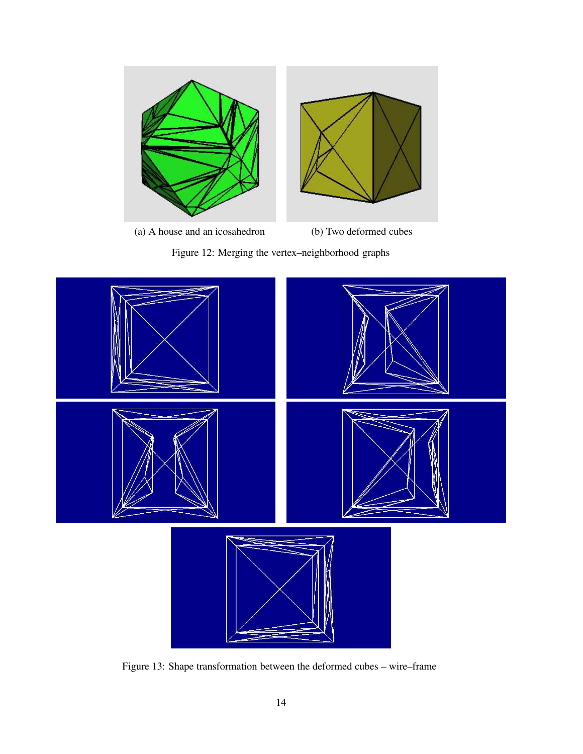(a) A house and an icosahedron

(b) Two deformed cubes

Figure 12: Merging the vertex–neighborhood graphs

Figure 13: Shape transformation between the deformed cubes – wire–frame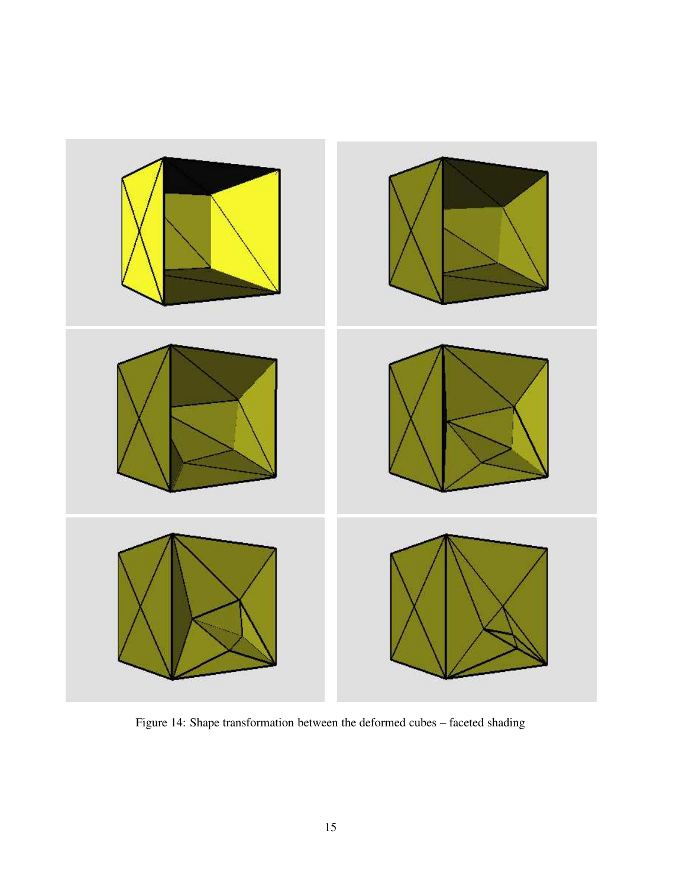Figure 14: Shape transformation between the deformed cubes – faceted shading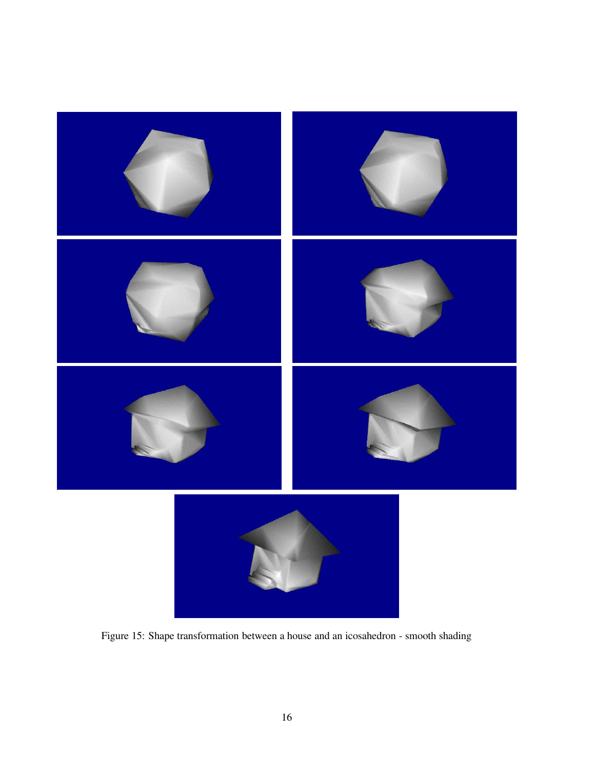Figure 15: Shape transformation between a house and an icosahedron - smooth shading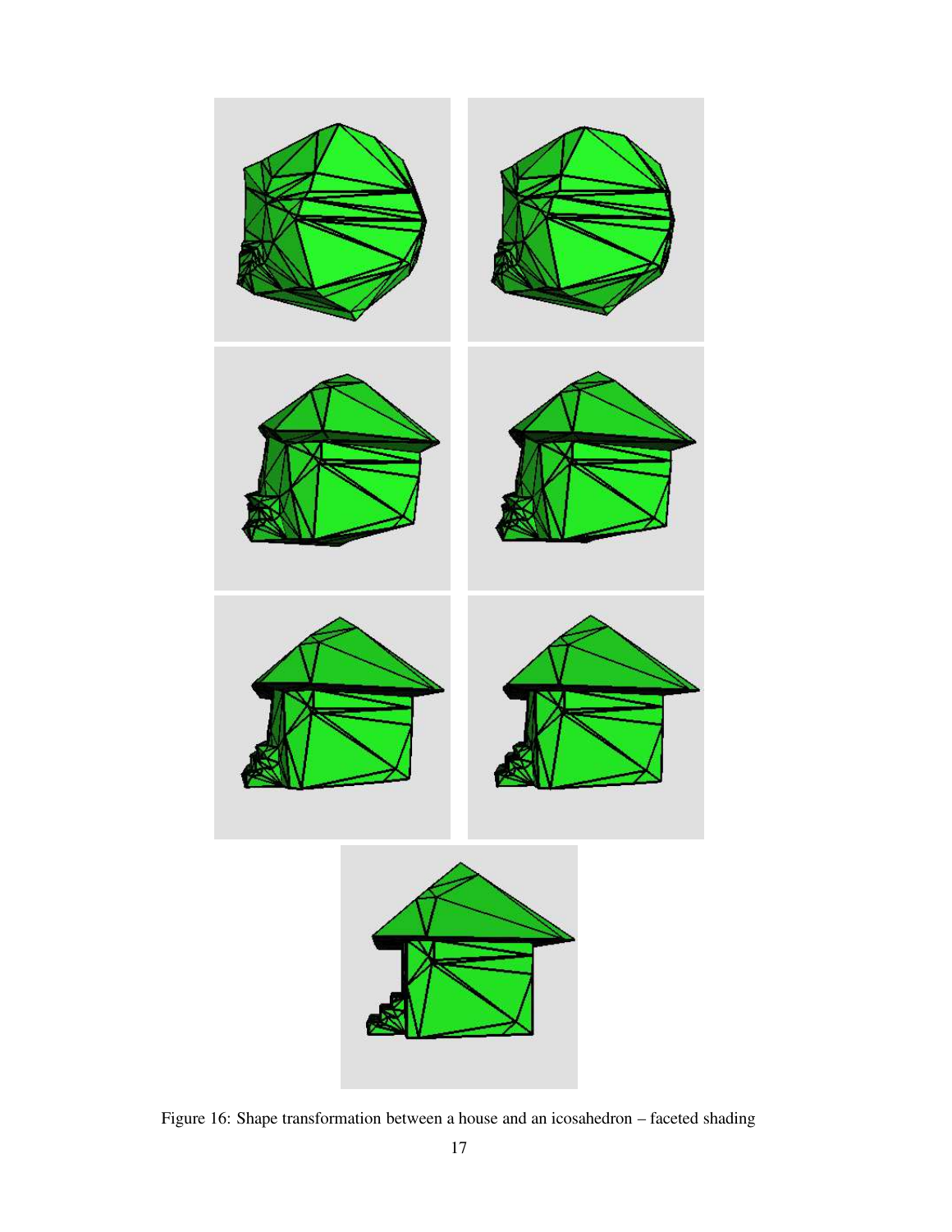Figure 16: Shape transformation between a house and an icosahedron – faceted shading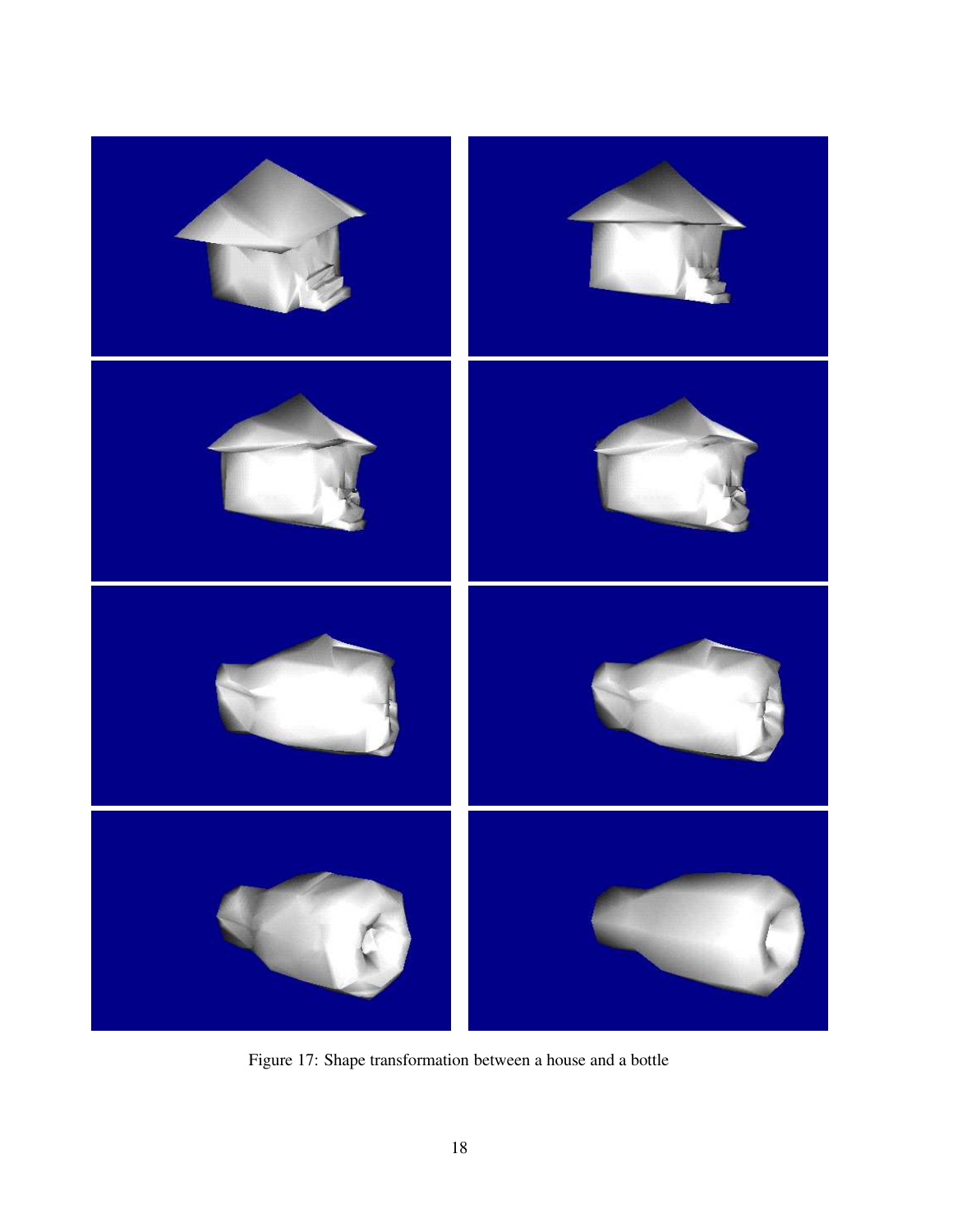Figure 17: Shape transformation between a house and a bottle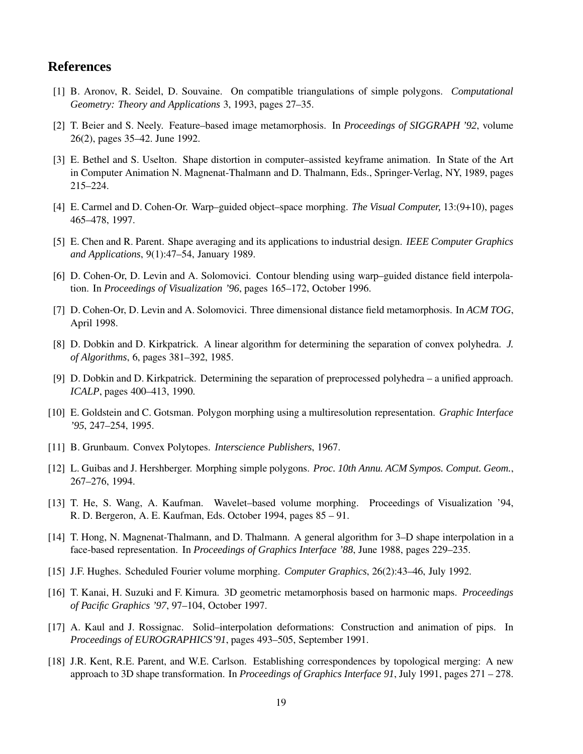## References

[1] B. Aronov, R. Seidel, D. Souvaine. On compatible triangulations of simple polygons. *Computational Geometry: Theory and Applications* 3, 1993, pages 27–35.

[2] T. Beier and S. Neely. Feature–based image metamorphosis. In *Proceedings of SIGGRAPH '92*, volume 26(2), pages 35–42. June 1992.

[3] E. Bethel and S. Uselton. Shape distortion in computer–assisted keyframe animation. In State of the Art in Computer Animation N. Magnenat-Thalmann and D. Thalmann, Eds., Springer-Verlag, NY, 1989, pages 215–224.

[4] E. Carmel and D. Cohen-Or. Warp–guided object–space morphing. *The Visual Computer,* 13:(9+10), pages 465–478, 1997.

[5] E. Chen and R. Parent. Shape averaging and its applications to industrial design. *IEEE Computer Graphics and Applications*, 9(1):47–54, January 1989.

[6] D. Cohen-Or, D. Levin and A. Solomovici. Contour blending using warp–guided distance field interpolation. In *Proceedings of Visualization '96*, pages 165–172, October 1996.

[7] D. Cohen-Or, D. Levin and A. Solomovici. Three dimensional distance field metamorphosis. In *ACM TOG*, April 1998.

[8] D. Dobkin and D. Kirkpatrick. A linear algorithm for determining the separation of convex polyhedra. *J. of Algorithms*, 6, pages 381–392, 1985.

[9] D. Dobkin and D. Kirkpatrick. Determining the separation of preprocessed polyhedra – a unified approach. *ICALP*, pages 400–413, 1990.

[10] E. Goldstein and C. Gotsman. Polygon morphing using a multiresolution representation. *Graphic Interface '95*, 247–254, 1995.

[11] B. Grunbaum. Convex Polytopes. *Interscience Publishers*, 1967.

[12] L. Guibas and J. Hershberger. Morphing simple polygons. *Proc. 10th Annu. ACM Sympos. Comput. Geom.*, 267–276, 1994.

[13] T. He, S. Wang, A. Kaufman. Wavelet–based volume morphing. Proceedings of Visualization '94, R. D. Bergeron, A. E. Kaufman, Eds. October 1994, pages 85 – 91.

[14] T. Hong, N. Magnenat-Thalmann, and D. Thalmann. A general algorithm for 3–D shape interpolation in a face-based representation. In *Proceedings of Graphics Interface '88*, June 1988, pages 229–235.

[15] J.F. Hughes. Scheduled Fourier volume morphing. *Computer Graphics*, 26(2):43–46, July 1992.

[16] T. Kanai, H. Suzuki and F. Kimura. 3D geometric metamorphosis based on harmonic maps. *Proceedings of Pacific Graphics '97*, 97–104, October 1997.

[17] A. Kaul and J. Rossignac. Solid–interpolation deformations: Construction and animation of pips. In *Proceedings of EUROGRAPHICS'91*, pages 493–505, September 1991.

[18] J.R. Kent, R.E. Parent, and W.E. Carlson. Establishing correspondences by topological merging: A new approach to 3D shape transformation. In *Proceedings of Graphics Interface 91*, July 1991, pages 271 – 278.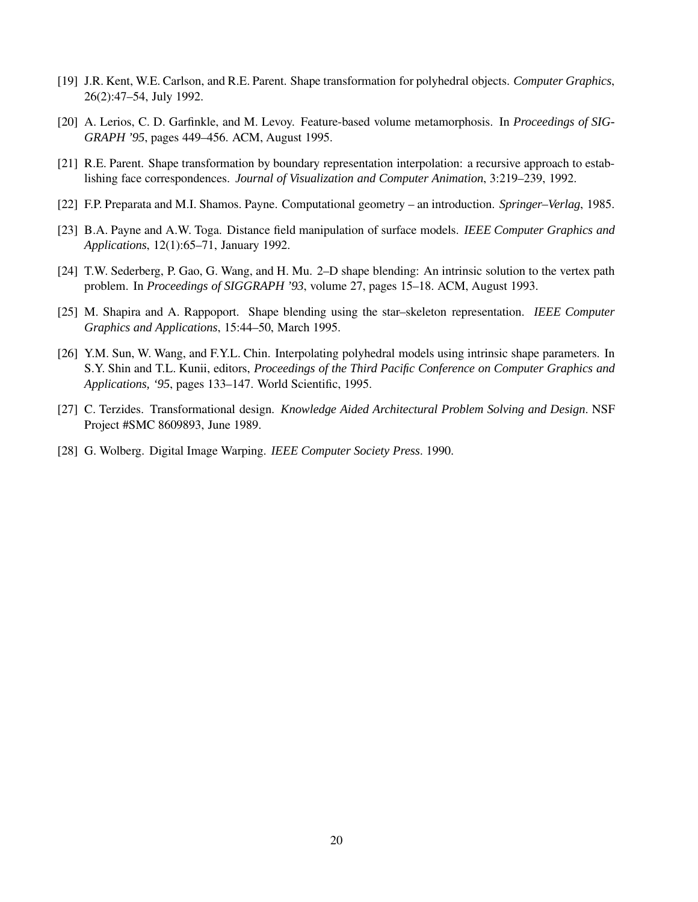[19] J.R. Kent, W.E. Carlson, and R.E. Parent. Shape transformation for polyhedral objects. *Computer Graphics*, 26(2):47–54, July 1992.

[20] A. Lerios, C. D. Garfinkle, and M. Levoy. Feature-based volume metamorphosis. In *Proceedings of SIGGRAPH '95*, pages 449–456. ACM, August 1995.

[21] R.E. Parent. Shape transformation by boundary representation interpolation: a recursive approach to establishing face correspondences. *Journal of Visualization and Computer Animation*, 3:219–239, 1992.

[22] F.P. Preparata and M.I. Shamos. Payne. Computational geometry – an introduction. *Springer–Verlag*, 1985.

[23] B.A. Payne and A.W. Toga. Distance field manipulation of surface models. *IEEE Computer Graphics and Applications*, 12(1):65–71, January 1992.

[24] T.W. Sederberg, P. Gao, G. Wang, and H. Mu. 2–D shape blending: An intrinsic solution to the vertex path problem. In *Proceedings of SIGGRAPH '93*, volume 27, pages 15–18. ACM, August 1993.

[25] M. Shapira and A. Rappoport. Shape blending using the star–skeleton representation. *IEEE Computer Graphics and Applications*, 15:44–50, March 1995.

[26] Y.M. Sun, W. Wang, and F.Y.L. Chin. Interpolating polyhedral models using intrinsic shape parameters. In S.Y. Shin and T.L. Kunii, editors, *Proceedings of the Third Pacific Conference on Computer Graphics and Applications, '95*, pages 133–147. World Scientific, 1995.

[27] C. Terzides. Transformational design. *Knowledge Aided Architectural Problem Solving and Design*. NSF Project #SMC 8609893, June 1989.

[28] G. Wolberg. Digital Image Warping. *IEEE Computer Society Press*. 1990.